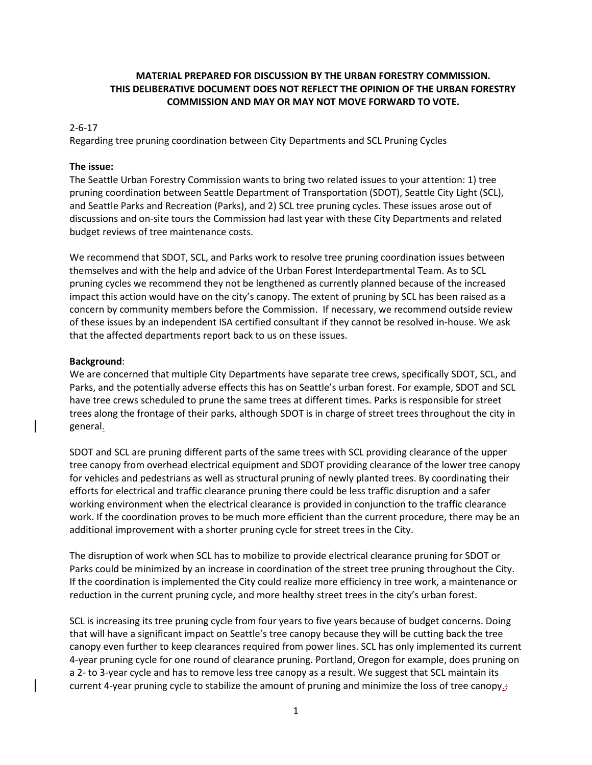**MATERIAL PREPARED FOR DISCUSSION BY THE URBAN FORESTRY COMMISSION. THIS DELIBERATIVE DOCUMENT DOES NOT REFLECT THE OPINION OF THE URBAN FORESTRY COMMISSION AND MAY OR MAY NOT MOVE FORWARD TO VOTE.**

2-6-17

Regarding tree pruning coordination between City Departments and SCL Pruning Cycles

**The issue:**

The Seattle Urban Forestry Commission wants to bring two related issues to your attention: 1) tree pruning coordination between Seattle Department of Transportation (SDOT), Seattle City Light (SCL), and Seattle Parks and Recreation (Parks), and 2) SCL tree pruning cycles. These issues arose out of discussions and on-site tours the Commission had last year with these City Departments and related budget reviews of tree maintenance costs.

We recommend that SDOT, SCL, and Parks work to resolve tree pruning coordination issues between themselves and with the help and advice of the Urban Forest Interdepartmental Team. As to SCL pruning cycles we recommend they not be lengthened as currently planned because of the increased impact this action would have on the city's canopy. The extent of pruning by SCL has been raised as a concern by community members before the Commission. If necessary, we recommend outside review of these issues by an independent ISA certified consultant if they cannot be resolved in-house. We ask that the affected departments report back to us on these issues.

**Background**:

We are concerned that multiple City Departments have separate tree crews, specifically SDOT, SCL, and Parks, and the potentially adverse effects this has on Seattle's urban forest. For example, SDOT and SCL have tree crews scheduled to prune the same trees at different times. Parks is responsible for street trees along the frontage of their parks, although SDOT is in charge of street trees throughout the city in general.

SDOT and SCL are pruning different parts of the same trees with SCL providing clearance of the upper tree canopy from overhead electrical equipment and SDOT providing clearance of the lower tree canopy for vehicles and pedestrians as well as structural pruning of newly planted trees. By coordinating their efforts for electrical and traffic clearance pruning there could be less traffic disruption and a safer working environment when the electrical clearance is provided in conjunction to the traffic clearance work. If the coordination proves to be much more efficient than the current procedure, there may be an additional improvement with a shorter pruning cycle for street trees in the City.

The disruption of work when SCL has to mobilize to provide electrical clearance pruning for SDOT or Parks could be minimized by an increase in coordination of the street tree pruning throughout the City. If the coordination is implemented the City could realize more efficiency in tree work, a maintenance or reduction in the current pruning cycle, and more healthy street trees in the city's urban forest.

SCL is increasing its tree pruning cycle from four years to five years because of budget concerns. Doing that will have a significant impact on Seattle's tree canopy because they will be cutting back the tree canopy even further to keep clearances required from power lines. SCL has only implemented its current 4-year pruning cycle for one round of clearance pruning. Portland, Oregon for example, does pruning on a 2- to 3-year cycle and has to remove less tree canopy as a result. We suggest that SCL maintain its current 4-year pruning cycle to stabilize the amount of pruning and minimize the loss of tree canopy.;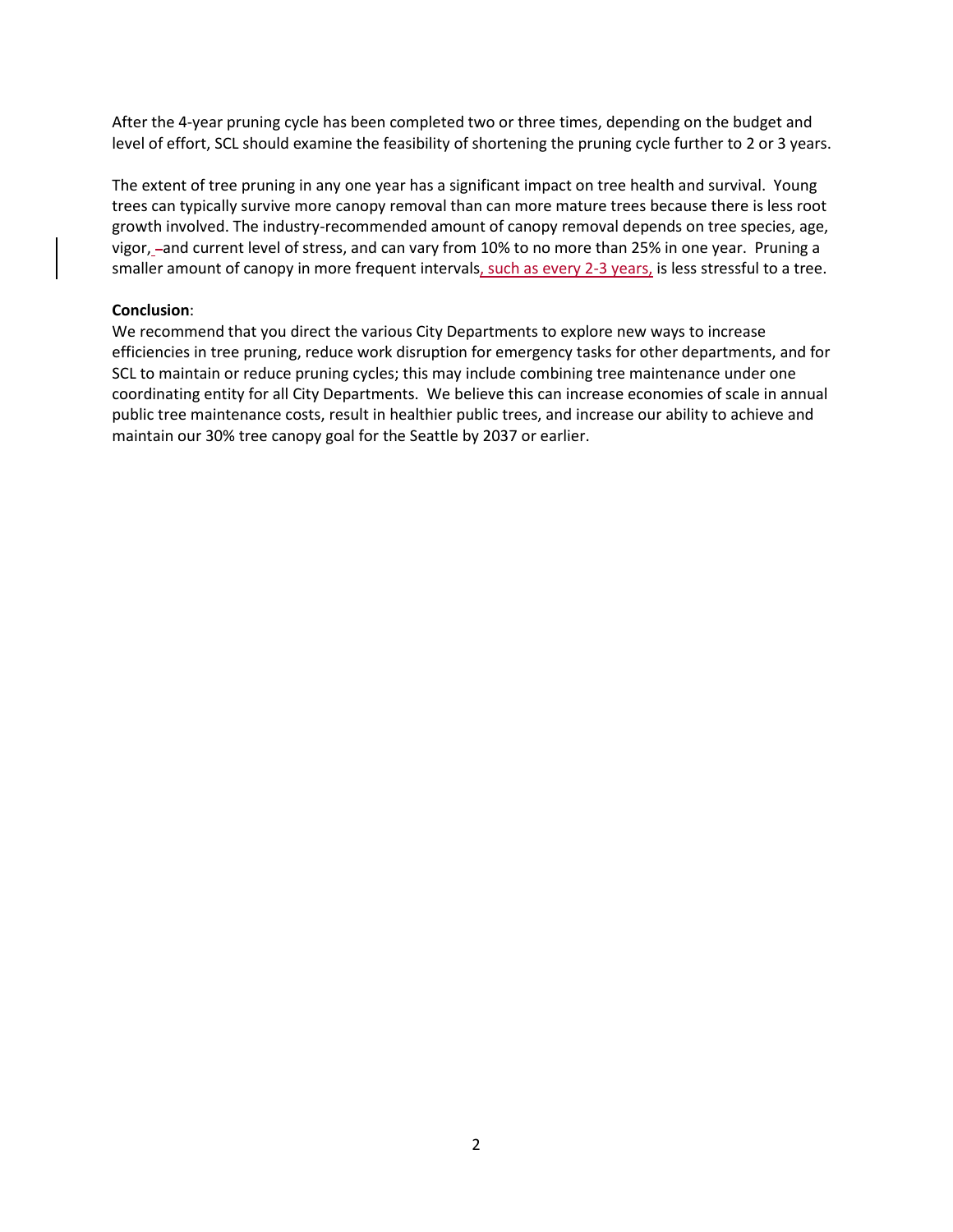After the 4-year pruning cycle has been completed two or three times, depending on the budget and level of effort, SCL should examine the feasibility of shortening the pruning cycle further to 2 or 3 years.

The extent of tree pruning in any one year has a significant impact on tree health and survival. Young trees can typically survive more canopy removal than can more mature trees because there is less root growth involved. The industry-recommended amount of canopy removal depends on tree species, age, vigor, and current level of stress, and can vary from 10% to no more than 25% in one year. Pruning a smaller amount of canopy in more frequent intervals, such as every 2-3 years, is less stressful to a tree.

**Conclusion**:
We recommend that you direct the various City Departments to explore new ways to increase efficiencies in tree pruning, reduce work disruption for emergency tasks for other departments, and for SCL to maintain or reduce pruning cycles; this may include combining tree maintenance under one coordinating entity for all City Departments. We believe this can increase economies of scale in annual public tree maintenance costs, result in healthier public trees, and increase our ability to achieve and maintain our 30% tree canopy goal for the Seattle by 2037 or earlier.